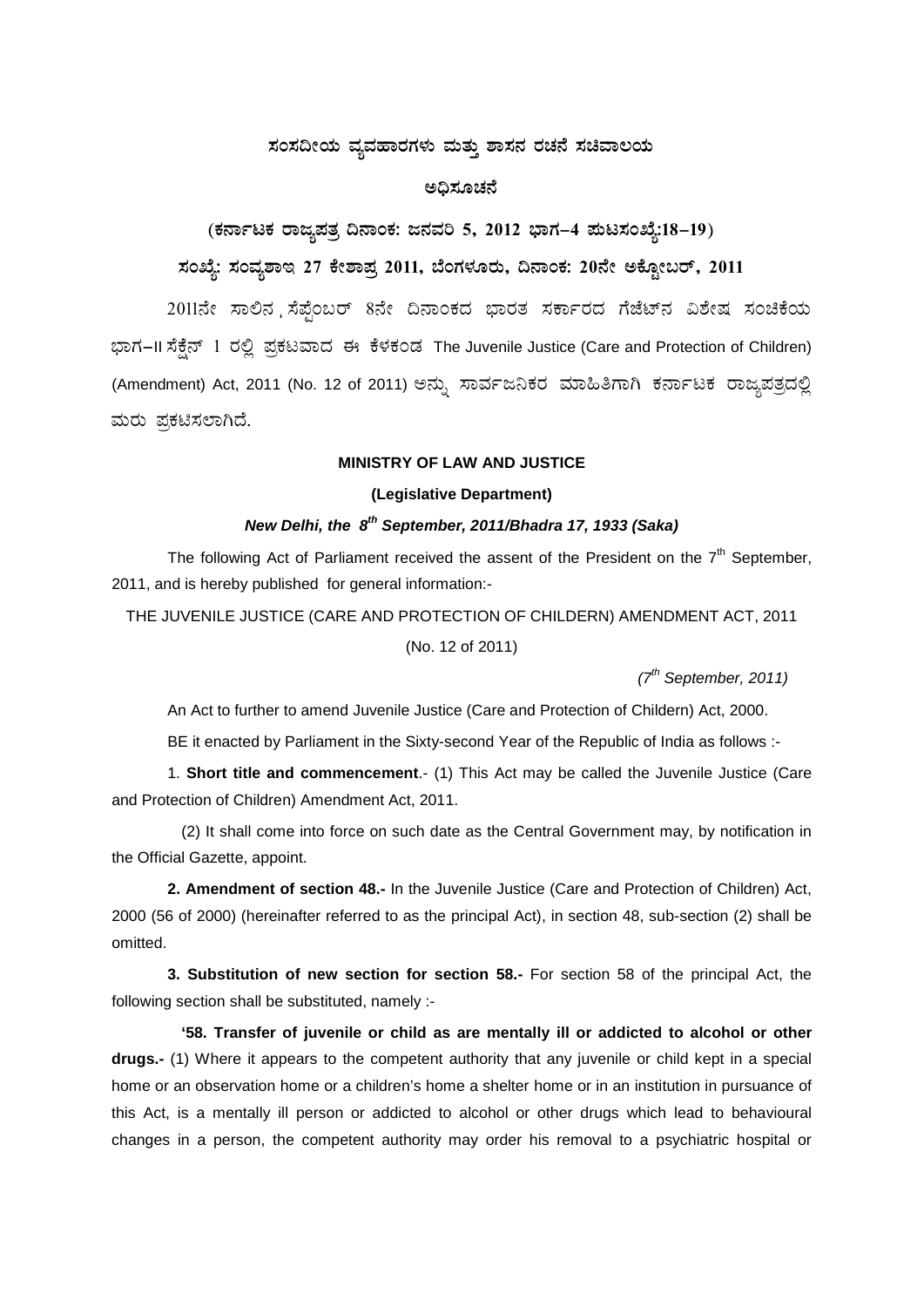**ಸಂಸದೀಯ ವ್ಯವಹಾರಗಳು ಮತ್ತು ಶಾಸನ ರಚನೆ ಸಚಿವಾಲಯ**

**ಅಧಿಸೂಚನೆ**

**(ಕರ್ನಾಟಕ ರಾಜ್ಯಪತ್ರ ದಿನಾಂಕ: ಜನವರಿ 5, 2012 ಭಾಗ–4 ಪುಟಸಂಖ್ಯೆ:18–19)**

**ಸಂಖ್ಯೆ: ಸಂವ್ಯಶಾಇ 27 ಕೇಶಾಪ್ರ 2011, ಬೆಂಗಳೂರು, ದಿನಾಂಕ: 20ನೇ ಅಕ್ಟೋಬರ್, 2011**

2011ನೇ ಸಾಲಿನ, ಸೆಪ್ಟೆಂಬರ್ 8ನೇ ದಿನಾಂಕದ ಭಾರತ ಸರ್ಕಾರದ ಗೆಜೆಟ್‌ನ ವಿಶೇಷ ಸಂಚಿಕೆಯ ಭಾಗ–II ಸೆಕ್ಷನ್ 1 ರಲ್ಲಿ ಪ್ರಕಟವಾದ ಈ ಕೆಳಕಂಡ The Juvenile Justice (Care and Protection of Children) (Amendment) Act, 2011 (No. 12 of 2011) ಅನ್ನು ಸಾರ್ವಜನಿಕರ ಮಾಹಿತಿಗಾಗಿ ಕರ್ನಾಟಕ ರಾಜ್ಯಪತ್ರದಲ್ಲಿ ಮರು ಪ್ರಕಟಿಸಲಾಗಿದೆ.

**MINISTRY OF LAW AND JUSTICE**

**(Legislative Department)**

***New Delhi, the 8th September, 2011/Bhadra 17, 1933 (Saka)***

The following Act of Parliament received the assent of the President on the 7th September, 2011, and is hereby published for general information:-

THE JUVENILE JUSTICE (CARE AND PROTECTION OF CHILDERN) AMENDMENT ACT, 2011

(No. 12 of 2011)

*(7th September, 2011)*

An Act to further to amend Juvenile Justice (Care and Protection of Childern) Act, 2000.

BE it enacted by Parliament in the Sixty-second Year of the Republic of India as follows :-

1. **Short title and commencement**.- (1) This Act may be called the Juvenile Justice (Care and Protection of Children) Amendment Act, 2011.

(2) It shall come into force on such date as the Central Government may, by notification in the Official Gazette, appoint.

**2. Amendment of section 48.-** In the Juvenile Justice (Care and Protection of Children) Act, 2000 (56 of 2000) (hereinafter referred to as the principal Act), in section 48, sub-section (2) shall be omitted.

**3. Substitution of new section for section 58.-** For section 58 of the principal Act, the following section shall be substituted, namely :-

**'58. Transfer of juvenile or child as are mentally ill or addicted to alcohol or other drugs.-** (1) Where it appears to the competent authority that any juvenile or child kept in a special home or an observation home or a children's home a shelter home or in an institution in pursuance of this Act, is a mentally ill person or addicted to alcohol or other drugs which lead to behavioural changes in a person, the competent authority may order his removal to a psychiatric hospital or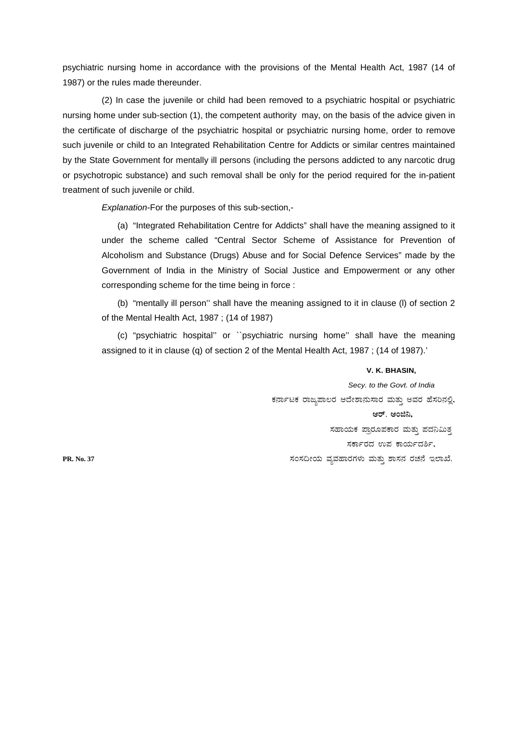psychiatric nursing home in accordance with the provisions of the Mental Health Act, 1987 (14 of 1987) or the rules made thereunder.

(2) In case the juvenile or child had been removed to a psychiatric hospital or psychiatric nursing home under sub-section (1), the competent authority may, on the basis of the advice given in the certificate of discharge of the psychiatric hospital or psychiatric nursing home, order to remove such juvenile or child to an Integrated Rehabilitation Centre for Addicts or similar centres maintained by the State Government for mentally ill persons (including the persons addicted to any narcotic drug or psychotropic substance) and such removal shall be only for the period required for the in-patient treatment of such juvenile or child.

*Explanation*-For the purposes of this sub-section,-

(a) "Integrated Rehabilitation Centre for Addicts" shall have the meaning assigned to it under the scheme called "Central Sector Scheme of Assistance for Prevention of Alcoholism and Substance (Drugs) Abuse and for Social Defence Services" made by the Government of India in the Ministry of Social Justice and Empowerment or any other corresponding scheme for the time being in force :

(b) "mentally ill person'' shall have the meaning assigned to it in clause (l) of section 2 of the Mental Health Act, 1987 ; (14 of 1987)

(c) "psychiatric hospital'' or ``psychiatric nursing home'' shall have the meaning assigned to it in clause (q) of section 2 of the Mental Health Act, 1987 ; (14 of 1987).'

**V. K. BHASIN,**

*Secy. to the Govt. of India*

ಕರ್ನಾಟಕ ರಾಜ್ಯಪಾಲರ ಆದೇಶಾನುಸಾರ ಮತ್ತು ಅವರ ಹೆಸರಿನಲ್ಲಿ,

**ಆರ್. ಆಂಜಿನಿ,**

ಸಹಾಯಕ ಪ್ರಾರೂಪಕಾರ ಮತ್ತು ಪದನಿಮಿತ್ತ

ಸರ್ಕಾರದ ಉಪ ಕಾರ್ಯದರ್ಶಿ,

ಸಂಸದೀಯ ವ್ಯವಹಾರಗಳು ಮತ್ತು ಶಾಸನ ರಚನೆ ಇಲಾಖೆ.

**PR. No. 37**